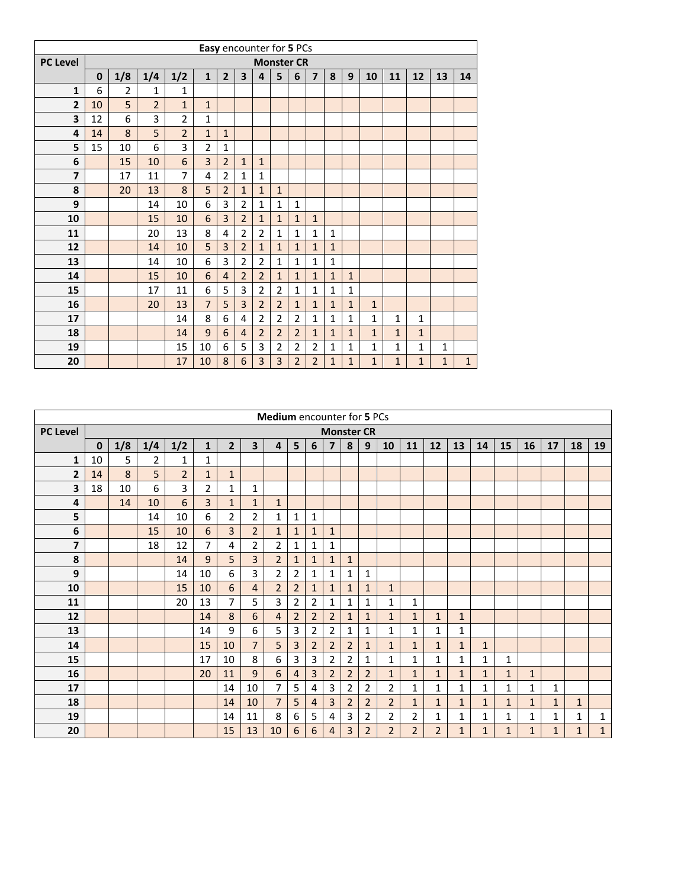| Easy encounter for 5 PCs | | | | | | | | | | | | | | | | | | |
|---|---|---|---|---|---|---|---|---|---|---|---|---|---|---|---|---|---|---|
| PC Level | Monster CR | | | | | | | | | | | | | | | | | |
| | 0 | 1/8 | 1/4 | 1/2 | 1 | 2 | 3 | 4 | 5 | 6 | 7 | 8 | 9 | 10 | 11 | 12 | 13 | 14 |
| 1 | 6 | 2 | 1 | 1 | | | | | | | | | | | | | | |
| 2 | 10 | 5 | 2 | 1 | 1 | | | | | | | | | | | | | |
| 3 | 12 | 6 | 3 | 2 | 1 | | | | | | | | | | | | | |
| 4 | 14 | 8 | 5 | 2 | 1 | 1 | | | | | | | | | | | | |
| 5 | 15 | 10 | 6 | 3 | 2 | 1 | | | | | | | | | | | | |
| 6 | | 15 | 10 | 6 | 3 | 2 | 1 | 1 | | | | | | | | | | |
| 7 | | 17 | 11 | 7 | 4 | 2 | 1 | 1 | | | | | | | | | | |
| 8 | | 20 | 13 | 8 | 5 | 2 | 1 | 1 | 1 | | | | | | | | | |
| 9 | | | 14 | 10 | 6 | 3 | 2 | 1 | 1 | 1 | | | | | | | | |
| 10 | | | 15 | 10 | 6 | 3 | 2 | 1 | 1 | 1 | 1 | | | | | | | |
| 11 | | | 20 | 13 | 8 | 4 | 2 | 2 | 1 | 1 | 1 | 1 | | | | | | |
| 12 | | | 14 | 10 | 5 | 3 | 2 | 1 | 1 | 1 | 1 | 1 | | | | | | |
| 13 | | | 14 | 10 | 6 | 3 | 2 | 2 | 1 | 1 | 1 | 1 | | | | | | |
| 14 | | | 15 | 10 | 6 | 4 | 2 | 2 | 1 | 1 | 1 | 1 | 1 | | | | | |
| 15 | | | 17 | 11 | 6 | 5 | 3 | 2 | 2 | 1 | 1 | 1 | 1 | | | | | |
| 16 | | | 20 | 13 | 7 | 5 | 3 | 2 | 2 | 1 | 1 | 1 | 1 | 1 | | | | |
| 17 | | | | 14 | 8 | 6 | 4 | 2 | 2 | 2 | 1 | 1 | 1 | 1 | 1 | 1 | | |
| 18 | | | | 14 | 9 | 6 | 4 | 2 | 2 | 2 | 1 | 1 | 1 | 1 | 1 | 1 | | |
| 19 | | | | 15 | 10 | 6 | 5 | 3 | 2 | 2 | 2 | 1 | 1 | 1 | 1 | 1 | 1 | |
| 20 | | | | 17 | 10 | 8 | 6 | 3 | 3 | 2 | 2 | 1 | 1 | 1 | 1 | 1 | 1 | 1 |

| Medium encounter for 5 PCs | | | | | | | | | | | | | | | | | | | | | | |
|---|---|---|---|---|---|---|---|---|---|---|---|---|---|---|---|---|---|---|---|---|---|---|
| PC Level | Monster CR | | | | | | | | | | | | | | | | | | | | | |
| | 0 | 1/8 | 1/4 | 1/2 | 1 | 2 | 3 | 4 | 5 | 6 | 7 | 8 | 9 | 10 | 11 | 12 | 13 | 14 | 15 | 16 | 17 | 18 | 19 |
| 1 | 10 | 5 | 2 | 1 | 1 | | | | | | | | | | | | | | | | | | |
| 2 | 14 | 8 | 5 | 2 | 1 | 1 | | | | | | | | | | | | | | | | | |
| 3 | 18 | 10 | 6 | 3 | 2 | 1 | 1 | | | | | | | | | | | | | | | | |
| 4 | | 14 | 10 | 6 | 3 | 1 | 1 | 1 | | | | | | | | | | | | | | | |
| 5 | | | 14 | 10 | 6 | 2 | 2 | 1 | 1 | 1 | | | | | | | | | | | | | |
| 6 | | | 15 | 10 | 6 | 3 | 2 | 1 | 1 | 1 | 1 | | | | | | | | | | | | |
| 7 | | | 18 | 12 | 7 | 4 | 2 | 2 | 1 | 1 | 1 | | | | | | | | | | | | |
| 8 | | | | 14 | 9 | 5 | 3 | 2 | 1 | 1 | 1 | 1 | | | | | | | | | | | |
| 9 | | | | 14 | 10 | 6 | 3 | 2 | 2 | 1 | 1 | 1 | 1 | | | | | | | | | | |
| 10 | | | | 15 | 10 | 6 | 4 | 2 | 2 | 1 | 1 | 1 | 1 | 1 | | | | | | | | | |
| 11 | | | | 20 | 13 | 7 | 5 | 3 | 2 | 2 | 1 | 1 | 1 | 1 | 1 | | | | | | | | |
| 12 | | | | | 14 | 8 | 6 | 4 | 2 | 2 | 2 | 1 | 1 | 1 | 1 | 1 | 1 | | | | | | |
| 13 | | | | | 14 | 9 | 6 | 5 | 3 | 2 | 2 | 1 | 1 | 1 | 1 | 1 | 1 | | | | | | |
| 14 | | | | | 15 | 10 | 7 | 5 | 3 | 2 | 2 | 2 | 1 | 1 | 1 | 1 | 1 | 1 | | | | | |
| 15 | | | | | 17 | 10 | 8 | 6 | 3 | 3 | 2 | 2 | 1 | 1 | 1 | 1 | 1 | 1 | 1 | | | | |
| 16 | | | | | 20 | 11 | 9 | 6 | 4 | 3 | 2 | 2 | 2 | 1 | 1 | 1 | 1 | 1 | 1 | 1 | | | |
| 17 | | | | | | 14 | 10 | 7 | 5 | 4 | 3 | 2 | 2 | 2 | 1 | 1 | 1 | 1 | 1 | 1 | 1 | | |
| 18 | | | | | | 14 | 10 | 7 | 5 | 4 | 3 | 2 | 2 | 2 | 1 | 1 | 1 | 1 | 1 | 1 | 1 | 1 | |
| 19 | | | | | | 14 | 11 | 8 | 6 | 5 | 4 | 3 | 2 | 2 | 2 | 1 | 1 | 1 | 1 | 1 | 1 | 1 | 1 |
| 20 | | | | | | 15 | 13 | 10 | 6 | 6 | 4 | 3 | 2 | 2 | 2 | 2 | 1 | 1 | 1 | 1 | 1 | 1 | 1 |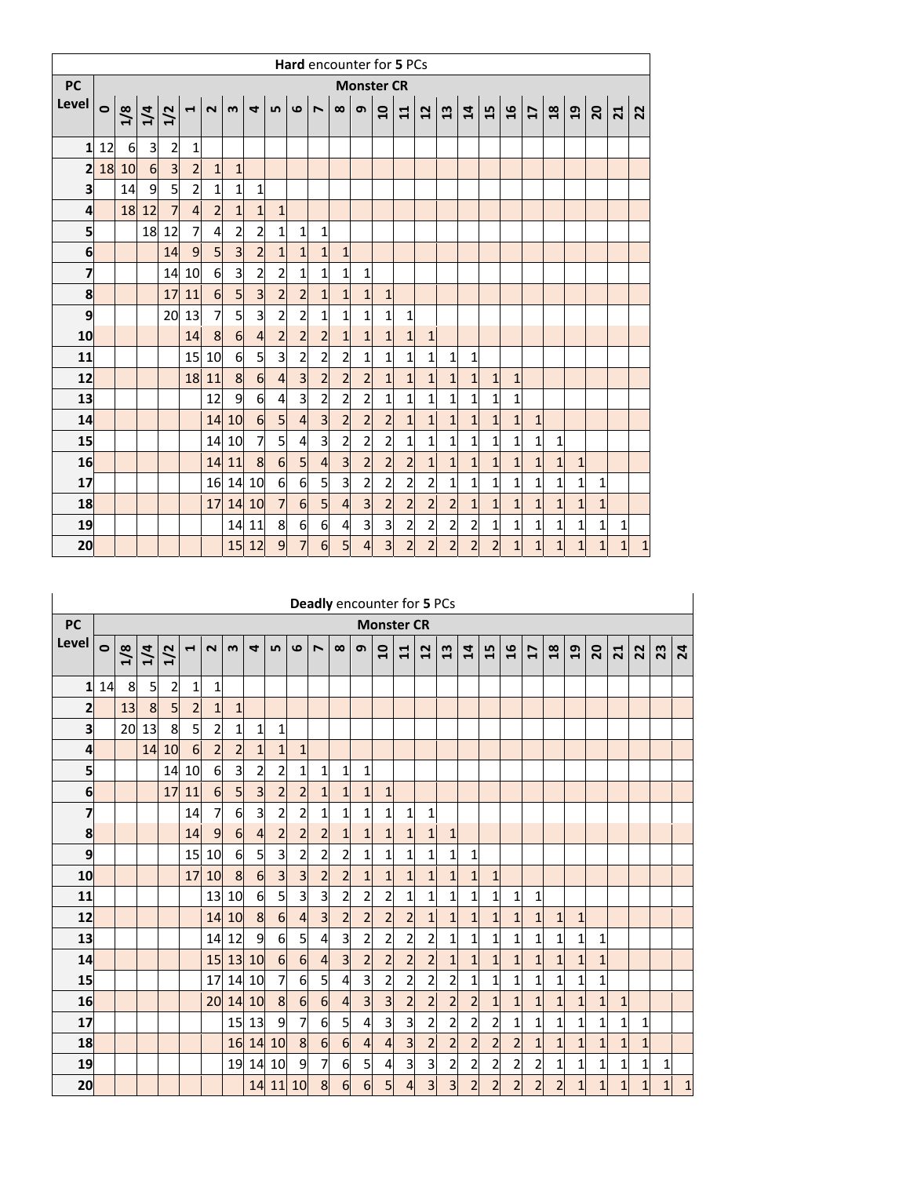**Hard** encounter for **5** PCs

| PC Level | Monster CR | | | | | | | | | | | | | | | | | | | | | | | | | |
|---|---|---|---|---|---|---|---|---|---|---|---|---|---|---|---|---|---|---|---|---|---|---|---|---|---|---|
| | 0 | 1/8 | 1/4 | 1/2 | 1 | 2 | 3 | 4 | 5 | 6 | 7 | 8 | 9 | 10 | 11 | 12 | 13 | 14 | 15 | 16 | 17 | 18 | 19 | 20 | 21 | 22 |
| 1 | 12 | 6 | 3 | 2 | 1 | | | | | | | | | | | | | | | | | | | | | |
| 2 | 18 | 10 | 6 | 3 | 2 | 1 | 1 | | | | | | | | | | | | | | | | | | | |
| 3 | | 14 | 9 | 5 | 2 | 1 | 1 | 1 | | | | | | | | | | | | | | | | | | |
| 4 | | 18 | 12 | 7 | 4 | 2 | 1 | 1 | 1 | | | | | | | | | | | | | | | | | |
| 5 | | | 18 | 12 | 7 | 4 | 2 | 2 | 1 | 1 | 1 | | | | | | | | | | | | | | | |
| 6 | | | | 14 | 9 | 5 | 3 | 2 | 1 | 1 | 1 | 1 | | | | | | | | | | | | | | |
| 7 | | | | 14 | 10 | 6 | 3 | 2 | 2 | 1 | 1 | 1 | 1 | | | | | | | | | | | | | |
| 8 | | | | 17 | 11 | 6 | 5 | 3 | 2 | 2 | 1 | 1 | 1 | 1 | | | | | | | | | | | | |
| 9 | | | | 20 | 13 | 7 | 5 | 3 | 2 | 2 | 1 | 1 | 1 | 1 | 1 | | | | | | | | | | | |
| 10 | | | | | 14 | 8 | 6 | 4 | 2 | 2 | 2 | 1 | 1 | 1 | 1 | 1 | | | | | | | | | | |
| 11 | | | | | 15 | 10 | 6 | 5 | 3 | 2 | 2 | 2 | 1 | 1 | 1 | 1 | 1 | 1 | | | | | | | | |
| 12 | | | | | 18 | 11 | 8 | 6 | 4 | 3 | 2 | 2 | 2 | 1 | 1 | 1 | 1 | 1 | 1 | 1 | | | | | | |
| 13 | | | | | | 12 | 9 | 6 | 4 | 3 | 2 | 2 | 2 | 1 | 1 | 1 | 1 | 1 | 1 | 1 | | | | | | |
| 14 | | | | | | 14 | 10 | 6 | 5 | 4 | 3 | 2 | 2 | 2 | 1 | 1 | 1 | 1 | 1 | 1 | 1 | | | | | |
| 15 | | | | | | 14 | 10 | 7 | 5 | 4 | 3 | 2 | 2 | 2 | 1 | 1 | 1 | 1 | 1 | 1 | 1 | 1 | | | | |
| 16 | | | | | | 14 | 11 | 8 | 6 | 5 | 4 | 3 | 2 | 2 | 2 | 1 | 1 | 1 | 1 | 1 | 1 | 1 | 1 | | | |
| 17 | | | | | | 16 | 14 | 10 | 6 | 6 | 5 | 3 | 2 | 2 | 2 | 2 | 1 | 1 | 1 | 1 | 1 | 1 | 1 | 1 | | |
| 18 | | | | | | 17 | 14 | 10 | 7 | 6 | 5 | 4 | 3 | 2 | 2 | 2 | 2 | 1 | 1 | 1 | 1 | 1 | 1 | 1 | | |
| 19 | | | | | | | 14 | 11 | 8 | 6 | 6 | 4 | 3 | 3 | 2 | 2 | 2 | 2 | 1 | 1 | 1 | 1 | 1 | 1 | 1 | |
| 20 | | | | | | | 15 | 12 | 9 | 7 | 6 | 5 | 4 | 3 | 2 | 2 | 2 | 2 | 2 | 1 | 1 | 1 | 1 | 1 | 1 | 1 |

**Deadly** encounter for **5** PCs

| PC Level | Monster CR | | | | | | | | | | | | | | | | | | | | | | | | | | | |
|---|---|---|---|---|---|---|---|---|---|---|---|---|---|---|---|---|---|---|---|---|---|---|---|---|---|---|---|---|
| | 0 | 1/8 | 1/4 | 1/2 | 1 | 2 | 3 | 4 | 5 | 6 | 7 | 8 | 9 | 10 | 11 | 12 | 13 | 14 | 15 | 16 | 17 | 18 | 19 | 20 | 21 | 22 | 23 | 24 |
| 1 | 14 | 8 | 5 | 2 | 1 | 1 | | | | | | | | | | | | | | | | | | | | | | |
| 2 | | 13 | 8 | 5 | 2 | 1 | 1 | | | | | | | | | | | | | | | | | | | | | |
| 3 | | 20 | 13 | 8 | 5 | 2 | 1 | 1 | 1 | | | | | | | | | | | | | | | | | | | |
| 4 | | | 14 | 10 | 6 | 2 | 2 | 1 | 1 | 1 | | | | | | | | | | | | | | | | | | |
| 5 | | | | 14 | 10 | 6 | 3 | 2 | 2 | 1 | 1 | 1 | 1 | | | | | | | | | | | | | | | |
| 6 | | | | 17 | 11 | 6 | 5 | 3 | 2 | 2 | 1 | 1 | 1 | 1 | | | | | | | | | | | | | | |
| 7 | | | | | 14 | 7 | 6 | 3 | 2 | 2 | 1 | 1 | 1 | 1 | 1 | 1 | | | | | | | | | | | | |
| 8 | | | | | 14 | 9 | 6 | 4 | 2 | 2 | 2 | 1 | 1 | 1 | 1 | 1 | 1 | | | | | | | | | | | |
| 9 | | | | | 15 | 10 | 6 | 5 | 3 | 2 | 2 | 2 | 1 | 1 | 1 | 1 | 1 | 1 | | | | | | | | | | |
| 10 | | | | | 17 | 10 | 8 | 6 | 3 | 3 | 2 | 2 | 1 | 1 | 1 | 1 | 1 | 1 | 1 | | | | | | | | | |
| 11 | | | | | | 13 | 10 | 6 | 5 | 3 | 3 | 2 | 2 | 2 | 1 | 1 | 1 | 1 | 1 | 1 | 1 | | | | | | | |
| 12 | | | | | | 14 | 10 | 8 | 6 | 4 | 3 | 2 | 2 | 2 | 2 | 1 | 1 | 1 | 1 | 1 | 1 | 1 | 1 | | | | | |
| 13 | | | | | | 14 | 12 | 9 | 6 | 5 | 4 | 3 | 2 | 2 | 2 | 2 | 1 | 1 | 1 | 1 | 1 | 1 | 1 | 1 | | | | |
| 14 | | | | | | 15 | 13 | 10 | 6 | 6 | 4 | 3 | 2 | 2 | 2 | 2 | 1 | 1 | 1 | 1 | 1 | 1 | 1 | 1 | | | | |
| 15 | | | | | | 17 | 14 | 10 | 7 | 6 | 5 | 4 | 3 | 2 | 2 | 2 | 2 | 1 | 1 | 1 | 1 | 1 | 1 | 1 | | | | |
| 16 | | | | | | 20 | 14 | 10 | 8 | 6 | 6 | 4 | 3 | 3 | 2 | 2 | 2 | 2 | 1 | 1 | 1 | 1 | 1 | 1 | 1 | | | |
| 17 | | | | | | | 15 | 13 | 9 | 7 | 6 | 5 | 4 | 3 | 3 | 2 | 2 | 2 | 2 | 1 | 1 | 1 | 1 | 1 | 1 | 1 | | |
| 18 | | | | | | | 16 | 14 | 10 | 8 | 6 | 6 | 4 | 4 | 3 | 2 | 2 | 2 | 2 | 2 | 1 | 1 | 1 | 1 | 1 | 1 | | |
| 19 | | | | | | | 19 | 14 | 10 | 9 | 7 | 6 | 5 | 4 | 3 | 3 | 2 | 2 | 2 | 2 | 2 | 1 | 1 | 1 | 1 | 1 | 1 | |
| 20 | | | | | | | | 14 | 11 | 10 | 8 | 6 | 6 | 5 | 4 | 3 | 3 | 2 | 2 | 2 | 2 | 2 | 1 | 1 | 1 | 1 | 1 | 1 |